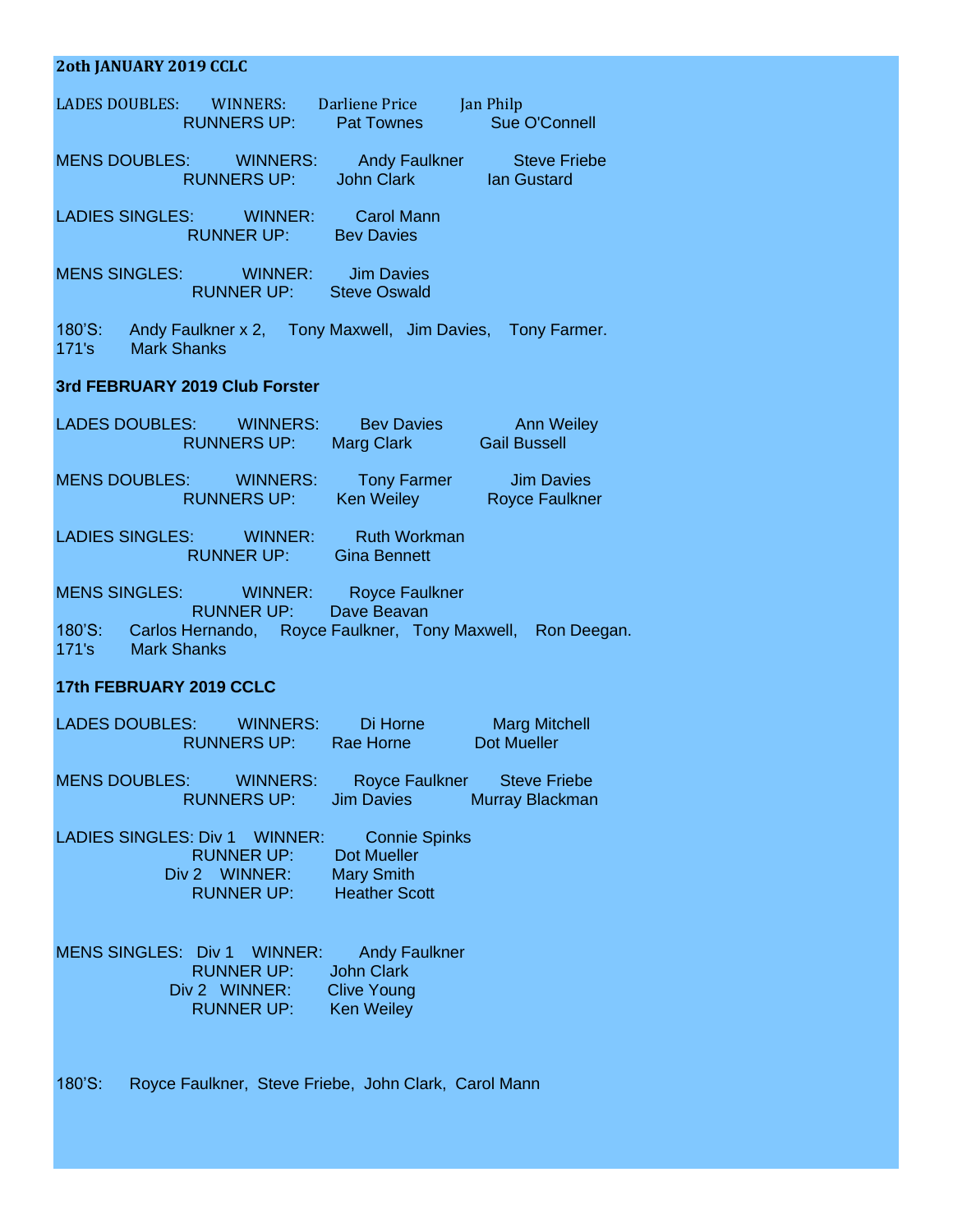**2oth JANUARY 2019 CCLC**

LADES DOUBLES: WINNERS: Darliene Price Jan Philp
RUNNERS UP: Pat Townes Sue O'Connell

MENS DOUBLES: WINNERS: Andy Faulkner Steve Friebe
RUNNERS UP: John Clark Ian Gustard

LADIES SINGLES: WINNER: Carol Mann
RUNNER UP: Bev Davies

MENS SINGLES: WINNER: Jim Davies
RUNNER UP: Steve Oswald

180'S: Andy Faulkner x 2, Tony Maxwell, Jim Davies, Tony Farmer.
171's Mark Shanks

**3rd FEBRUARY 2019 Club Forster**

LADES DOUBLES: WINNERS: Bev Davies Ann Weiley
RUNNERS UP: Marg Clark Gail Bussell

MENS DOUBLES: WINNERS: Tony Farmer Jim Davies
RUNNERS UP: Ken Weiley Royce Faulkner

LADIES SINGLES: WINNER: Ruth Workman
RUNNER UP: Gina Bennett

MENS SINGLES: WINNER: Royce Faulkner
RUNNER UP: Dave Beavan

180'S: Carlos Hernando, Royce Faulkner, Tony Maxwell, Ron Deegan.
171's Mark Shanks

**17th FEBRUARY 2019 CCLC**

LADES DOUBLES: WINNERS: Di Horne Marg Mitchell
RUNNERS UP: Rae Horne Dot Mueller

MENS DOUBLES: WINNERS: Royce Faulkner Steve Friebe
RUNNERS UP: Jim Davies Murray Blackman

LADIES SINGLES: Div 1 WINNER: Connie Spinks
RUNNER UP: Dot Mueller
Div 2 WINNER: Mary Smith
RUNNER UP: Heather Scott

MENS SINGLES: Div 1 WINNER: Andy Faulkner
RUNNER UP: John Clark
Div 2 WINNER: Clive Young
RUNNER UP: Ken Weiley

180'S: Royce Faulkner, Steve Friebe, John Clark, Carol Mann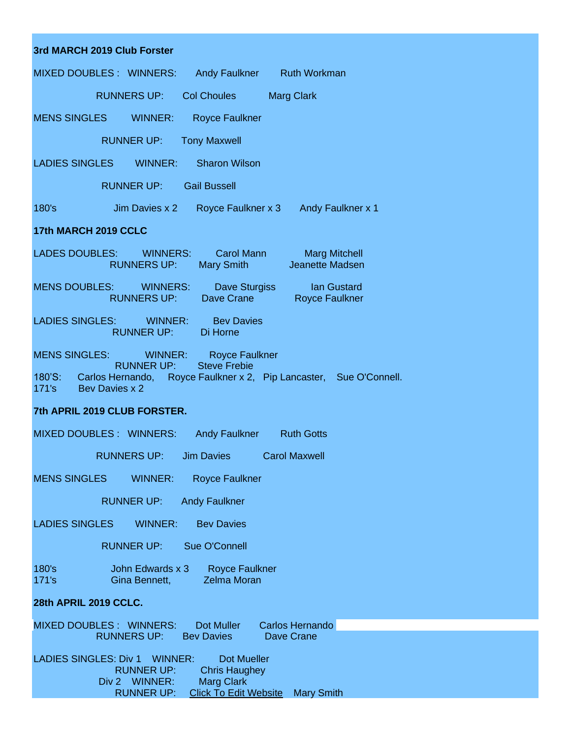**3rd MARCH 2019 Club Forster**

MIXED DOUBLES : WINNERS: Andy Faulkner Ruth Workman

RUNNERS UP: Col Choules Marg Clark

MENS SINGLES WINNER: Royce Faulkner

RUNNER UP: Tony Maxwell

LADIES SINGLES WINNER: Sharon Wilson

RUNNER UP: Gail Bussell

180's Jim Davies x 2 Royce Faulkner x 3 Andy Faulkner x 1

**17th MARCH 2019 CCLC**

LADES DOUBLES: WINNERS: Carol Mann Marg Mitchell
RUNNERS UP: Mary Smith Jeanette Madsen

MENS DOUBLES: WINNERS: Dave Sturgiss Ian Gustard
RUNNERS UP: Dave Crane Royce Faulkner

LADIES SINGLES: WINNER: Bev Davies
RUNNER UP: Di Horne

MENS SINGLES: WINNER: Royce Faulkner
RUNNER UP: Steve Frebie
180'S: Carlos Hernando, Royce Faulkner x 2, Pip Lancaster, Sue O'Connell.
171's Bev Davies x 2

**7th APRIL 2019 CLUB FORSTER.**

MIXED DOUBLES : WINNERS: Andy Faulkner Ruth Gotts

RUNNERS UP: Jim Davies Carol Maxwell

MENS SINGLES WINNER: Royce Faulkner

RUNNER UP: Andy Faulkner

LADIES SINGLES WINNER: Bev Davies

RUNNER UP: Sue O'Connell

180's John Edwards x 3 Royce Faulkner
171's Gina Bennett, Zelma Moran

**28th APRIL 2019 CCLC.**

MIXED DOUBLES : WINNERS: Dot Muller Carlos Hernando
RUNNERS UP: Bev Davies Dave Crane

LADIES SINGLES: Div 1 WINNER: Dot Mueller
RUNNER UP: Chris Haughey
Div 2 WINNER: Marg Clark
RUNNER UP: Click To Edit Website Mary Smith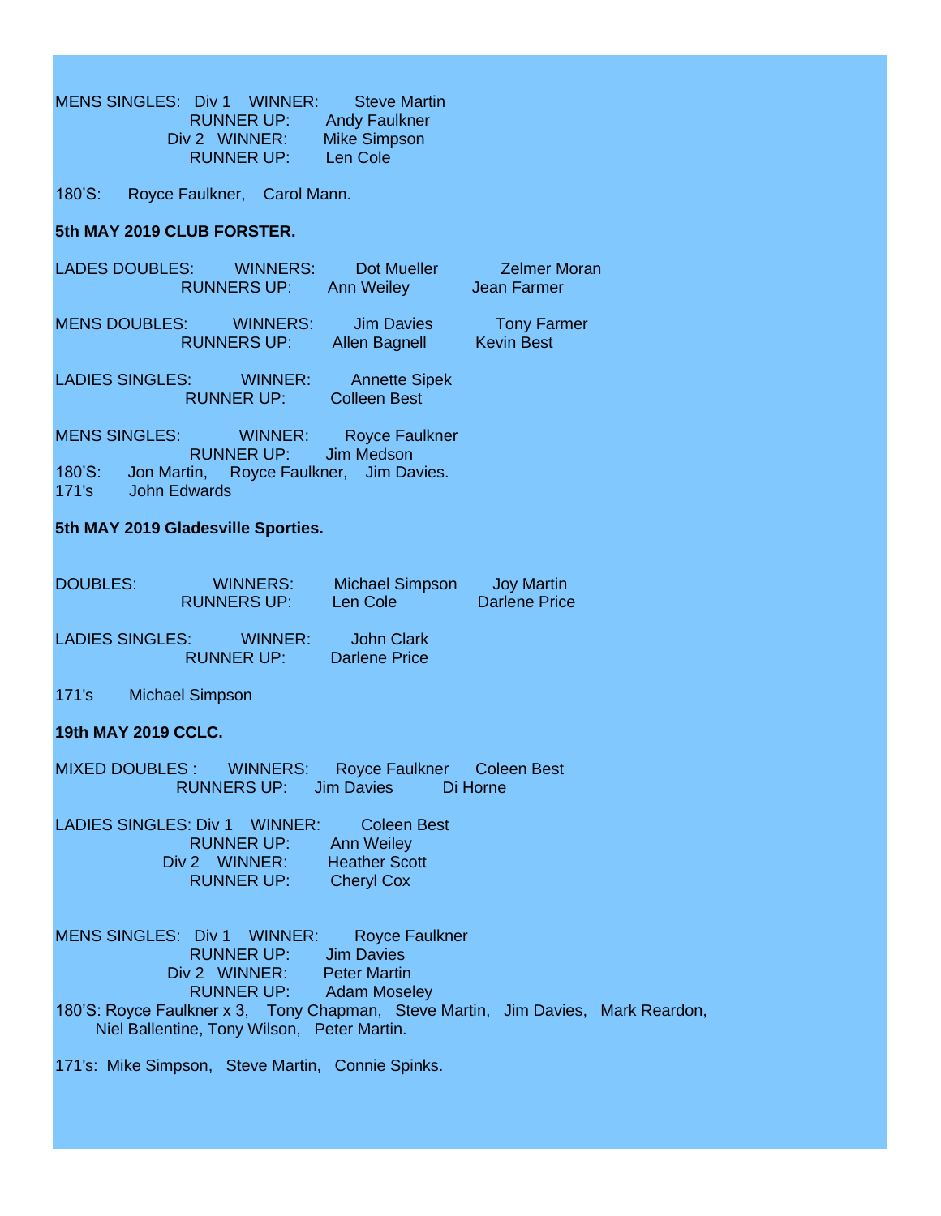MENS SINGLES: Div 1 WINNER: Steve Martin
RUNNER UP: Andy Faulkner
Div 2 WINNER: Mike Simpson
RUNNER UP: Len Cole

180'S: Royce Faulkner, Carol Mann.

**5th MAY 2019 CLUB FORSTER.**

LADES DOUBLES: WINNERS: Dot Mueller Zelmer Moran
RUNNERS UP: Ann Weiley Jean Farmer

MENS DOUBLES: WINNERS: Jim Davies Tony Farmer
RUNNERS UP: Allen Bagnell Kevin Best

LADIES SINGLES: WINNER: Annette Sipek
RUNNER UP: Colleen Best

MENS SINGLES: WINNER: Royce Faulkner
RUNNER UP: Jim Medson
180'S: Jon Martin, Royce Faulkner, Jim Davies.
171's John Edwards

**5th MAY 2019 Gladesville Sporties.**

DOUBLES: WINNERS: Michael Simpson Joy Martin
RUNNERS UP: Len Cole Darlene Price

LADIES SINGLES: WINNER: John Clark
RUNNER UP: Darlene Price

171's Michael Simpson

**19th MAY 2019 CCLC.**

MIXED DOUBLES : WINNERS: Royce Faulkner Coleen Best
RUNNERS UP: Jim Davies Di Horne

LADIES SINGLES: Div 1 WINNER: Coleen Best
RUNNER UP: Ann Weiley
Div 2 WINNER: Heather Scott
RUNNER UP: Cheryl Cox

MENS SINGLES: Div 1 WINNER: Royce Faulkner
RUNNER UP: Jim Davies
Div 2 WINNER: Peter Martin
RUNNER UP: Adam Moseley
180'S: Royce Faulkner x 3, Tony Chapman, Steve Martin, Jim Davies, Mark Reardon, Niel Ballentine, Tony Wilson, Peter Martin.

171's: Mike Simpson, Steve Martin, Connie Spinks.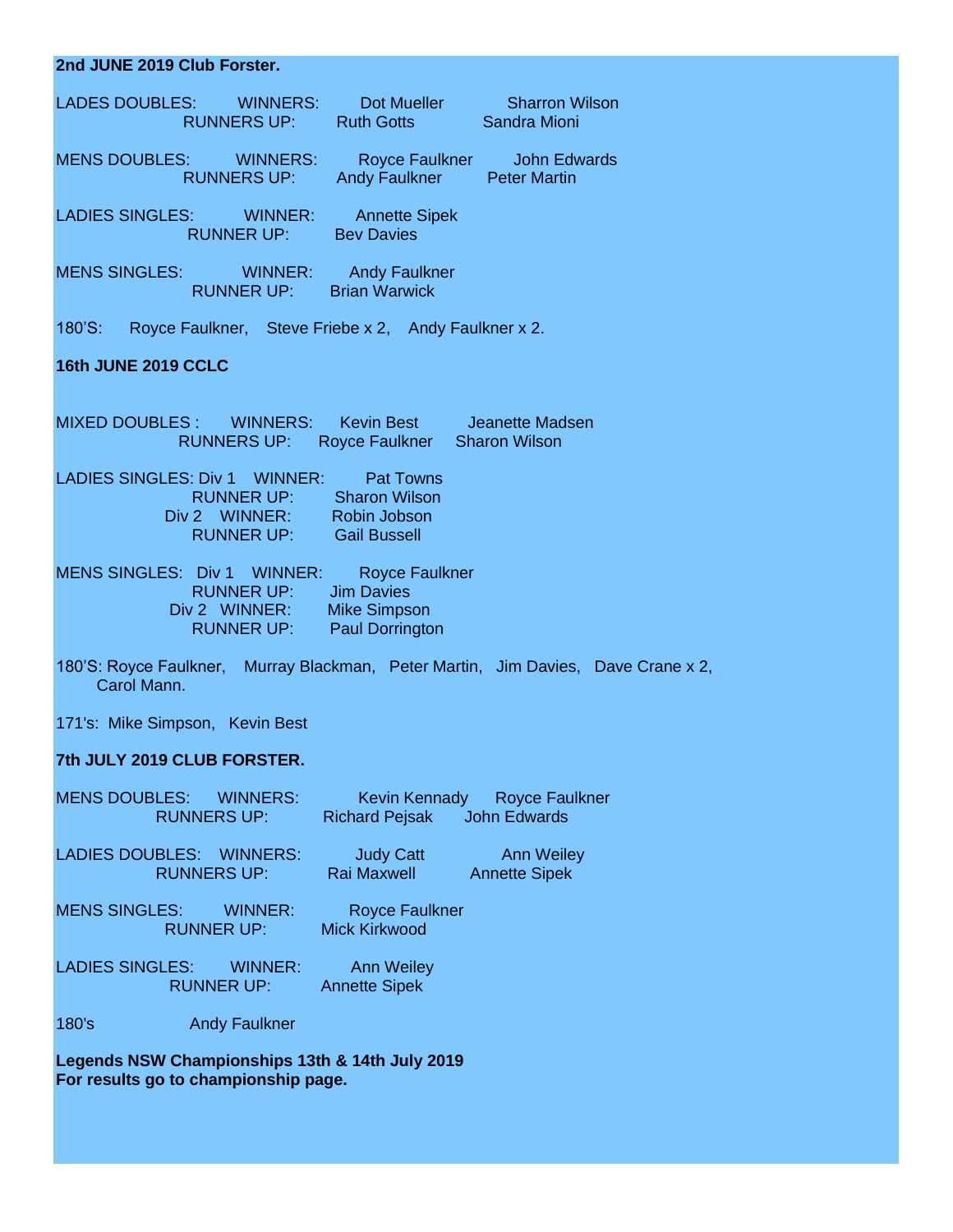**2nd JUNE 2019 Club Forster.**

LADES DOUBLES: WINNERS: Dot Mueller Sharron Wilson
RUNNERS UP: Ruth Gotts Sandra Mioni

MENS DOUBLES: WINNERS: Royce Faulkner John Edwards
RUNNERS UP: Andy Faulkner Peter Martin

LADIES SINGLES: WINNER: Annette Sipek
RUNNER UP: Bev Davies

MENS SINGLES: WINNER: Andy Faulkner
RUNNER UP: Brian Warwick

180'S: Royce Faulkner, Steve Friebe x 2, Andy Faulkner x 2.

**16th JUNE 2019 CCLC**

MIXED DOUBLES : WINNERS: Kevin Best Jeanette Madsen
RUNNERS UP: Royce Faulkner Sharon Wilson

LADIES SINGLES: Div 1 WINNER: Pat Towns
RUNNER UP: Sharon Wilson
Div 2 WINNER: Robin Jobson
RUNNER UP: Gail Bussell

MENS SINGLES: Div 1 WINNER: Royce Faulkner
RUNNER UP: Jim Davies
Div 2 WINNER: Mike Simpson
RUNNER UP: Paul Dorrington

180'S: Royce Faulkner, Murray Blackman, Peter Martin, Jim Davies, Dave Crane x 2, Carol Mann.

171's: Mike Simpson, Kevin Best

**7th JULY 2019 CLUB FORSTER.**

MENS DOUBLES: WINNERS: Kevin Kennady Royce Faulkner
RUNNERS UP: Richard Pejsak John Edwards

LADIES DOUBLES: WINNERS: Judy Catt Ann Weiley
RUNNERS UP: Rai Maxwell Annette Sipek

MENS SINGLES: WINNER: Royce Faulkner
RUNNER UP: Mick Kirkwood

LADIES SINGLES: WINNER: Ann Weiley
RUNNER UP: Annette Sipek

180's Andy Faulkner

**Legends NSW Championships 13th & 14th July 2019**
**For results go to championship page.**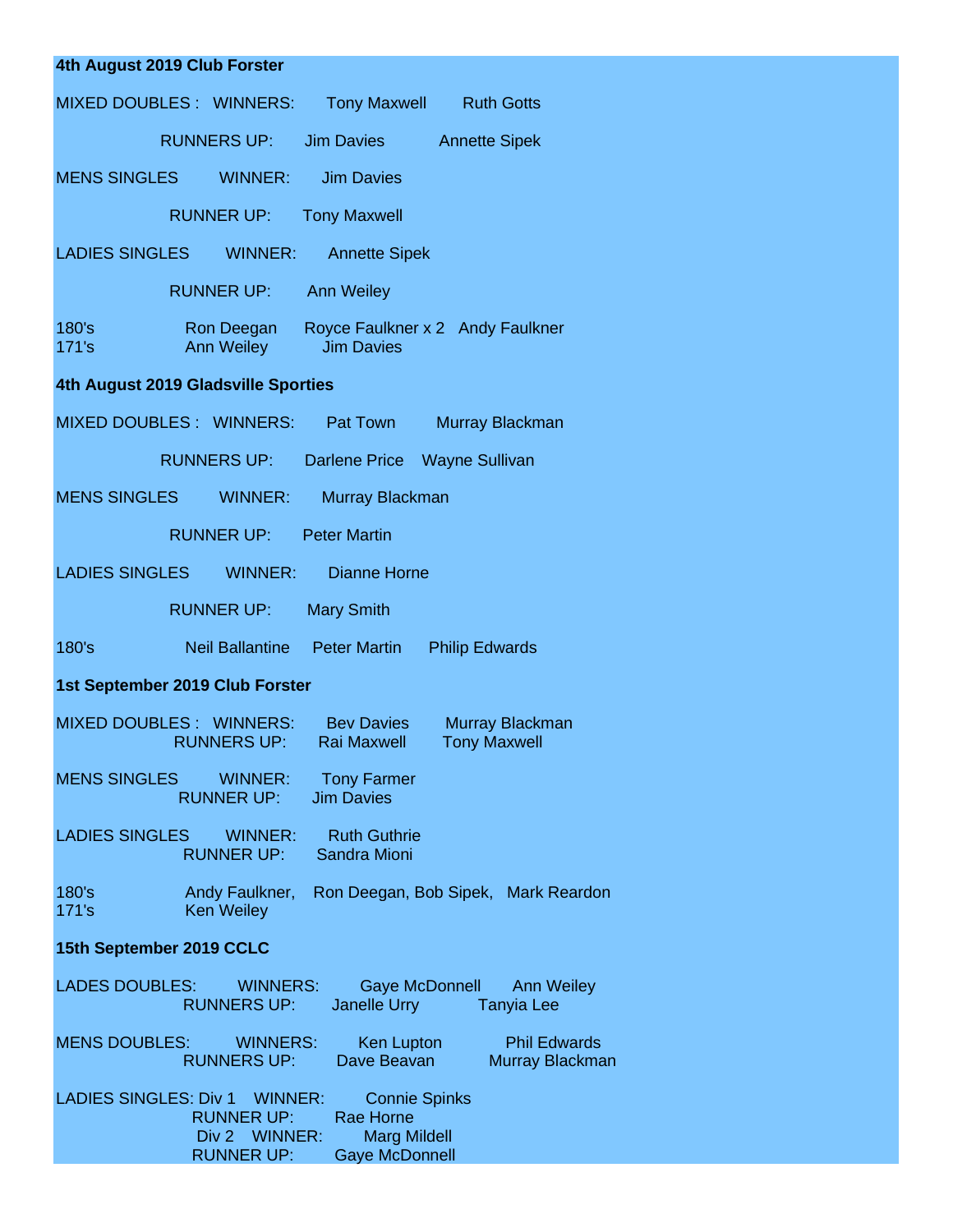**4th August 2019 Club Forster**

MIXED DOUBLES : WINNERS: Tony Maxwell Ruth Gotts

RUNNERS UP: Jim Davies Annette Sipek

MENS SINGLES WINNER: Jim Davies

RUNNER UP: Tony Maxwell

LADIES SINGLES WINNER: Annette Sipek

RUNNER UP: Ann Weiley

180's Ron Deegan Royce Faulkner x 2 Andy Faulkner
171's Ann Weiley Jim Davies

**4th August 2019 Gladsville Sporties**

MIXED DOUBLES : WINNERS: Pat Town Murray Blackman

RUNNERS UP: Darlene Price Wayne Sullivan

MENS SINGLES WINNER: Murray Blackman

RUNNER UP: Peter Martin

LADIES SINGLES WINNER: Dianne Horne

RUNNER UP: Mary Smith

180's Neil Ballantine Peter Martin Philip Edwards

**1st September 2019 Club Forster**

MIXED DOUBLES : WINNERS: Bev Davies Murray Blackman
RUNNERS UP: Rai Maxwell Tony Maxwell

MENS SINGLES WINNER: Tony Farmer
RUNNER UP: Jim Davies

LADIES SINGLES WINNER: Ruth Guthrie
RUNNER UP: Sandra Mioni

180's Andy Faulkner, Ron Deegan, Bob Sipek, Mark Reardon
171's Ken Weiley

**15th September 2019 CCLC**

LADES DOUBLES: WINNERS: Gaye McDonnell Ann Weiley
RUNNERS UP: Janelle Urry Tanyia Lee

MENS DOUBLES: WINNERS: Ken Lupton Phil Edwards
RUNNERS UP: Dave Beavan Murray Blackman

LADIES SINGLES: Div 1 WINNER: Connie Spinks
RUNNER UP: Rae Horne
Div 2 WINNER: Marg Mildell
RUNNER UP: Gaye McDonnell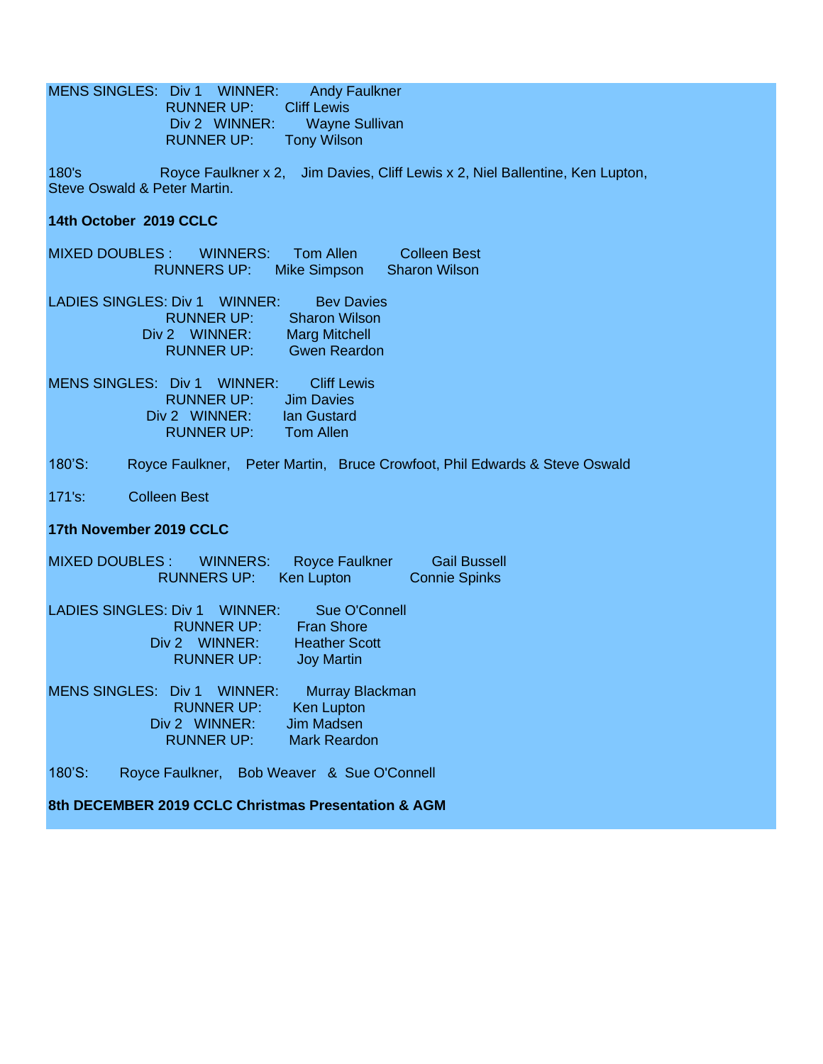MENS SINGLES: Div 1 WINNER: Andy Faulkner
RUNNER UP: Cliff Lewis
Div 2 WINNER: Wayne Sullivan
RUNNER UP: Tony Wilson

180's Royce Faulkner x 2, Jim Davies, Cliff Lewis x 2, Niel Ballentine, Ken Lupton, Steve Oswald & Peter Martin.

**14th October 2019 CCLC**

MIXED DOUBLES : WINNERS: Tom Allen Colleen Best
RUNNERS UP: Mike Simpson Sharon Wilson

LADIES SINGLES: Div 1 WINNER: Bev Davies
RUNNER UP: Sharon Wilson
Div 2 WINNER: Marg Mitchell
RUNNER UP: Gwen Reardon

MENS SINGLES: Div 1 WINNER: Cliff Lewis
RUNNER UP: Jim Davies
Div 2 WINNER: Ian Gustard
RUNNER UP: Tom Allen

180'S: Royce Faulkner, Peter Martin, Bruce Crowfoot, Phil Edwards & Steve Oswald

171's: Colleen Best

**17th November 2019 CCLC**

MIXED DOUBLES : WINNERS: Royce Faulkner Gail Bussell
RUNNERS UP: Ken Lupton Connie Spinks

LADIES SINGLES: Div 1 WINNER: Sue O'Connell
RUNNER UP: Fran Shore
Div 2 WINNER: Heather Scott
RUNNER UP: Joy Martin

MENS SINGLES: Div 1 WINNER: Murray Blackman
RUNNER UP: Ken Lupton
Div 2 WINNER: Jim Madsen
RUNNER UP: Mark Reardon

180'S: Royce Faulkner, Bob Weaver & Sue O'Connell

**8th DECEMBER 2019 CCLC Christmas Presentation & AGM**